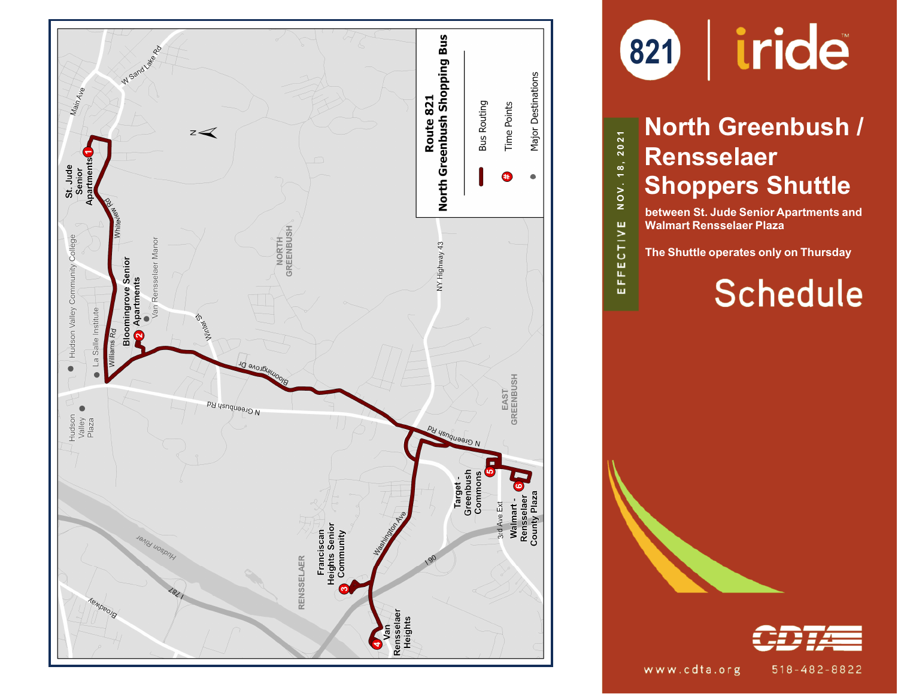# 821 iride

# North Greenbush / Rensselaer Shoppers Shuttle

**between St. Jude Senior Apartments and Walmart Rensselaer Plaza**

**The Shuttle operates only on Thursday**

## Schedule

EFFECTIVE NOV. 18, 2021

**Route 821**
**North Greenbush Shopping Bus**

- Bus Routing
- Time Points
- Major Destinations

Time Points:

1. St. Jude Senior Apartments
2. Bloomingrove Senior Apartments
3. Franciscan Heights Senior Community
4. Van Rensselaer Heights
5. Target - Greenbush Commons
6. Walmart - Rensselaer County Plaza

Major Destinations: Hudson Valley Community College, La Salle Institute, Hudson Valley Plaza, Van Rensselaer Manor

Streets and areas: Main Ave, W Sand Lake Rd, Whiteview Rd, Williams Rd, Winter St, Bloomingrove Dr, N Greenbush Rd, NY Highway 43, Washington Ave, 3rd Ave Ext, I 90, I 787, Broadway, Hudson River, North Greenbush, East Greenbush, Rensselaer

CDTA

www.cdta.org 518-482-8822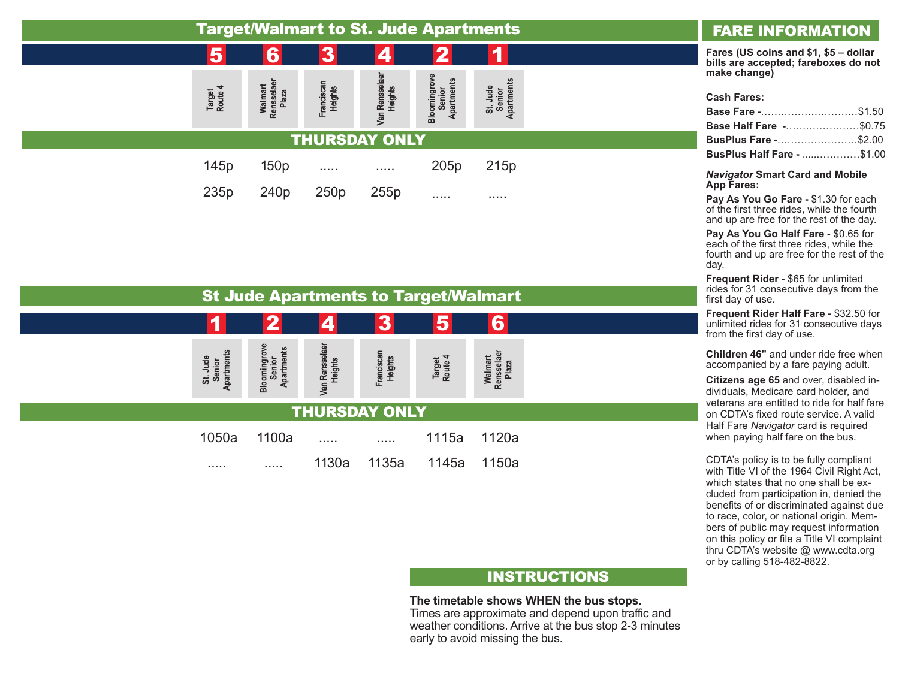## Target/Walmart to St. Jude Apartments

### THURSDAY ONLY

| 5 Target Route 4 | 6 Walmart Rensselaer Plaza | 3 Franciscan Heights | 4 Van Rensselaer Heights | 2 Bloomingrove Senior Apartments | 1 St. Jude Senior Apartments |
|---|---|---|---|---|---|
| 145p | 150p | ..... | ..... | 205p | 215p |
| 235p | 240p | 250p | 255p | ..... | ..... |

## St Jude Apartments to Target/Walmart

### THURSDAY ONLY

| 1 St. Jude Senior Apartments | 2 Bloomingrove Senior Apartments | 4 Van Rensselaer Heights | 3 Franciscan Heights | 5 Target Route 4 | 6 Walmart Rensselaer Plaza |
|---|---|---|---|---|---|
| 1050a | 1100a | ..... | ..... | 1115a | 1120a |
| ..... | ..... | 1130a | 1135a | 1145a | 1150a |

## INSTRUCTIONS

**The timetable shows WHEN the bus stops.**
Times are approximate and depend upon traffic and weather conditions. Arrive at the bus stop 2-3 minutes early to avoid missing the bus.

## FARE INFORMATION

**Fares (US coins and $1, $5 – dollar bills are accepted; fareboxes do not make change)**

**Cash Fares:**

**Base Fare -**.............................$1.50

**Base Half Fare -**......................$0.75

**BusPlus Fare -**........................$2.00

**BusPlus Half Fare -** ....................$1.00

***Navigator* Smart Card and Mobile App Fares:**

**Pay As You Go Fare -** $1.30 for each of the first three rides, while the fourth and up are free for the rest of the day.

**Pay As You Go Half Fare -** $0.65 for each of the first three rides, while the fourth and up are free for the rest of the day.

**Frequent Rider -** $65 for unlimited rides for 31 consecutive days from the first day of use.

**Frequent Rider Half Fare -** $32.50 for unlimited rides for 31 consecutive days from the first day of use.

**Children 46”** and under ride free when accompanied by a fare paying adult.

**Citizens age 65** and over, disabled individuals, Medicare card holder, and veterans are entitled to ride for half fare on CDTA’s fixed route service. A valid Half Fare *Navigator* card is required when paying half fare on the bus.

CDTA’s policy is to be fully compliant with Title VI of the 1964 Civil Right Act, which states that no one shall be excluded from participation in, denied the benefits of or discriminated against due to race, color, or national origin. Members of public may request information on this policy or file a Title VI complaint thru CDTA’s website @ www.cdta.org or by calling 518-482-8822.